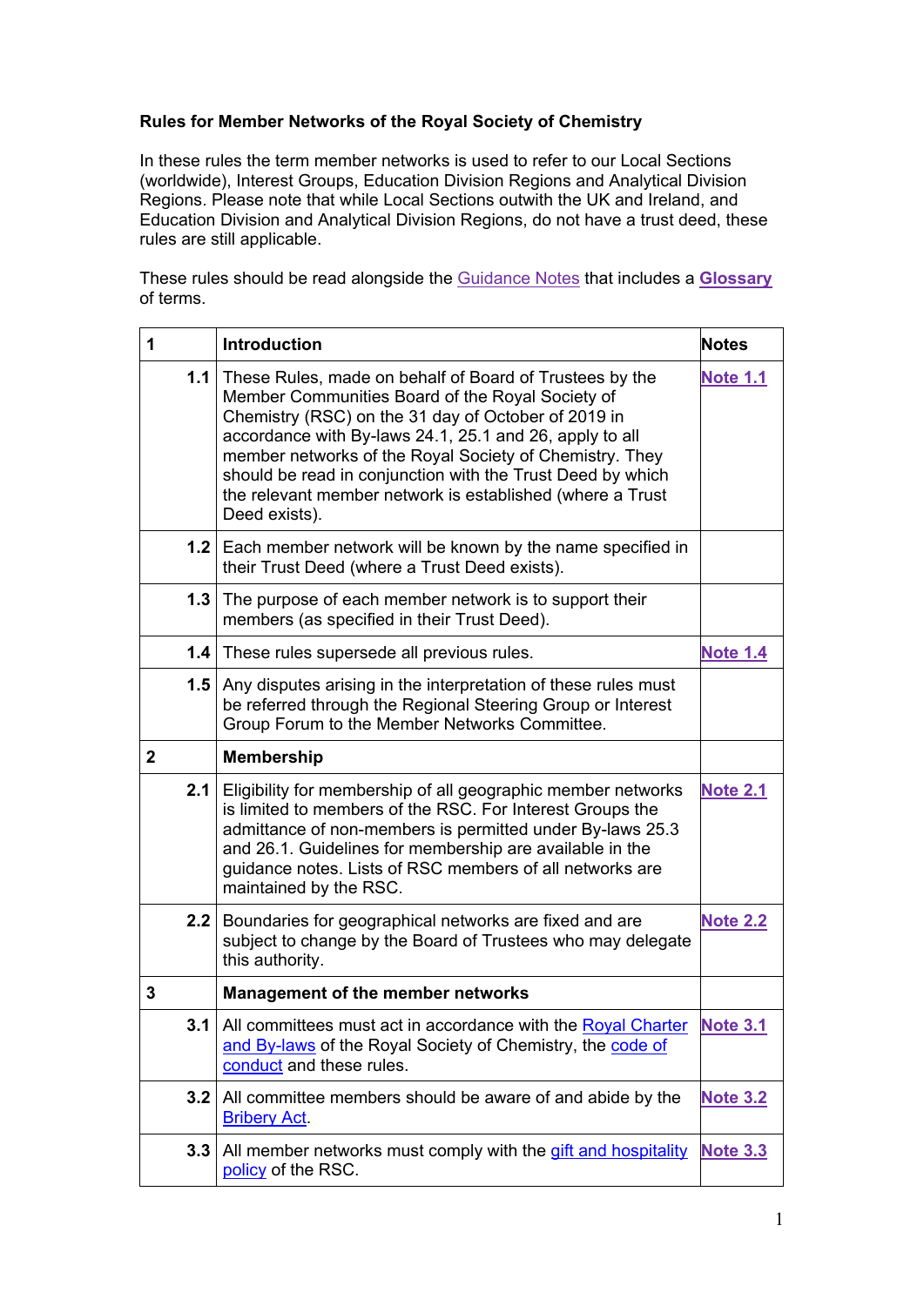**Rules for Member Networks of the Royal Society of Chemistry**

In these rules the term member networks is used to refer to our Local Sections (worldwide), Interest Groups, Education Division Regions and Analytical Division Regions. Please note that while Local Sections outwith the UK and Ireland, and Education Division and Analytical Division Regions, do not have a trust deed, these rules are still applicable.

These rules should be read alongside the Guidance Notes that includes a **Glossary** of terms.

| 1 | **Introduction** | **Notes** |
|---|---|---|
| **1.1** | These Rules, made on behalf of Board of Trustees by the Member Communities Board of the Royal Society of Chemistry (RSC) on the 31 day of October of 2019 in accordance with By-laws 24.1, 25.1 and 26, apply to all member networks of the Royal Society of Chemistry. They should be read in conjunction with the Trust Deed by which the relevant member network is established (where a Trust Deed exists). | **Note 1.1** |
| **1.2** | Each member network will be known by the name specified in their Trust Deed (where a Trust Deed exists). | |
| **1.3** | The purpose of each member network is to support their members (as specified in their Trust Deed). | |
| **1.4** | These rules supersede all previous rules. | **Note 1.4** |
| **1.5** | Any disputes arising in the interpretation of these rules must be referred through the Regional Steering Group or Interest Group Forum to the Member Networks Committee. | |
| **2** | **Membership** | |
| **2.1** | Eligibility for membership of all geographic member networks is limited to members of the RSC. For Interest Groups the admittance of non-members is permitted under By-laws 25.3 and 26.1. Guidelines for membership are available in the guidance notes. Lists of RSC members of all networks are maintained by the RSC. | **Note 2.1** |
| **2.2** | Boundaries for geographical networks are fixed and are subject to change by the Board of Trustees who may delegate this authority. | **Note 2.2** |
| **3** | **Management of the member networks** | |
| **3.1** | All committees must act in accordance with the Royal Charter and By-laws of the Royal Society of Chemistry, the code of conduct and these rules. | **Note 3.1** |
| **3.2** | All committee members should be aware of and abide by the Bribery Act. | **Note 3.2** |
| **3.3** | All member networks must comply with the gift and hospitality policy of the RSC. | **Note 3.3** |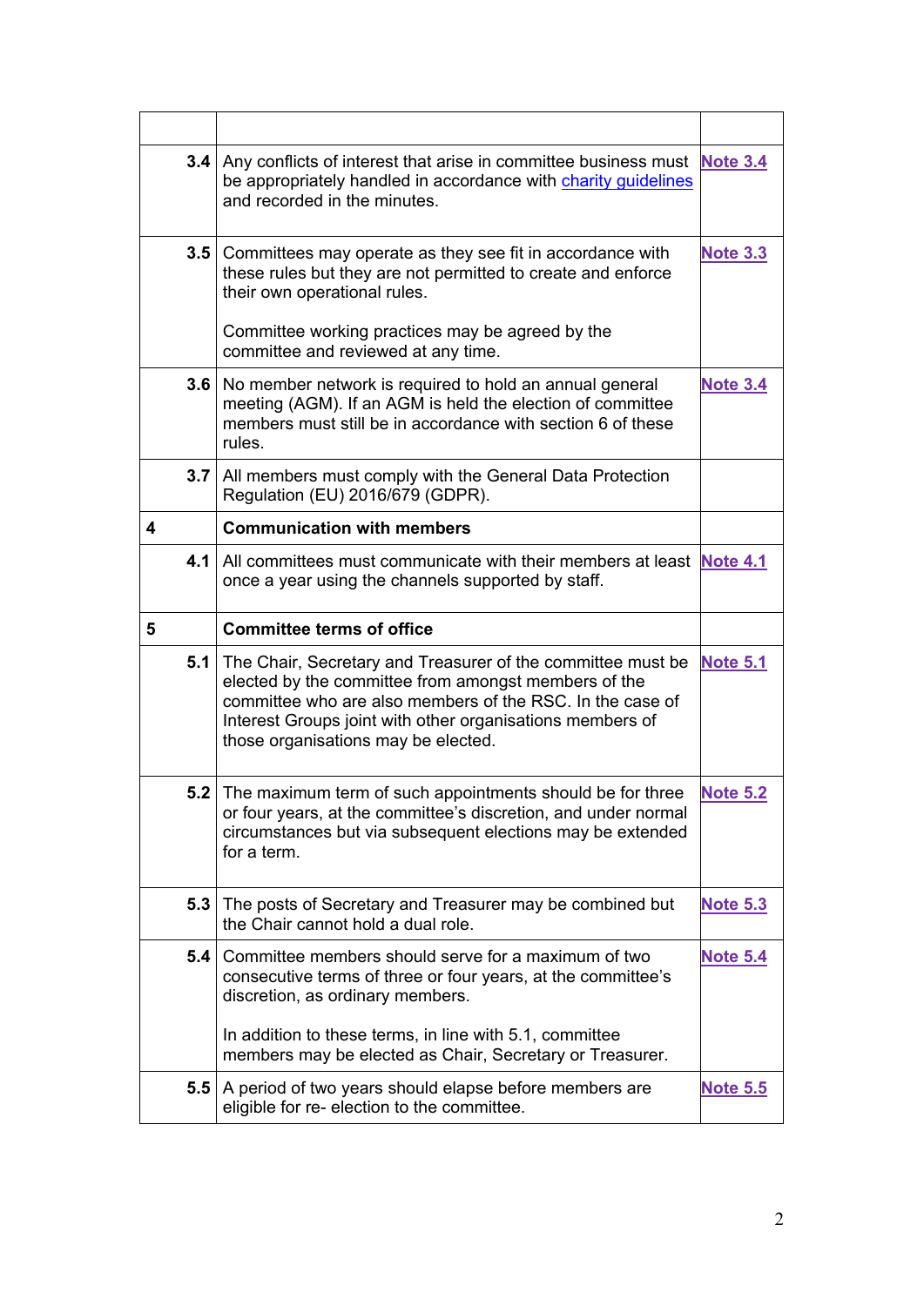| | | |
|---|---|---|
| **3.4** | Any conflicts of interest that arise in committee business must be appropriately handled in accordance with charity guidelines and recorded in the minutes. | **Note 3.4** |
| **3.5** | Committees may operate as they see fit in accordance with these rules but they are not permitted to create and enforce their own operational rules.<br><br>Committee working practices may be agreed by the committee and reviewed at any time. | **Note 3.3** |
| **3.6** | No member network is required to hold an annual general meeting (AGM). If an AGM is held the election of committee members must still be in accordance with section 6 of these rules. | **Note 3.4** |
| **3.7** | All members must comply with the General Data Protection Regulation (EU) 2016/679 (GDPR). | |
| **4** | **Communication with members** | |
| **4.1** | All committees must communicate with their members at least once a year using the channels supported by staff. | **Note 4.1** |
| **5** | **Committee terms of office** | |
| **5.1** | The Chair, Secretary and Treasurer of the committee must be elected by the committee from amongst members of the committee who are also members of the RSC. In the case of Interest Groups joint with other organisations members of those organisations may be elected. | **Note 5.1** |
| **5.2** | The maximum term of such appointments should be for three or four years, at the committee's discretion, and under normal circumstances but via subsequent elections may be extended for a term. | **Note 5.2** |
| **5.3** | The posts of Secretary and Treasurer may be combined but the Chair cannot hold a dual role. | **Note 5.3** |
| **5.4** | Committee members should serve for a maximum of two consecutive terms of three or four years, at the committee's discretion, as ordinary members.<br><br>In addition to these terms, in line with 5.1, committee members may be elected as Chair, Secretary or Treasurer. | **Note 5.4** |
| **5.5** | A period of two years should elapse before members are eligible for re- election to the committee. | **Note 5.5** |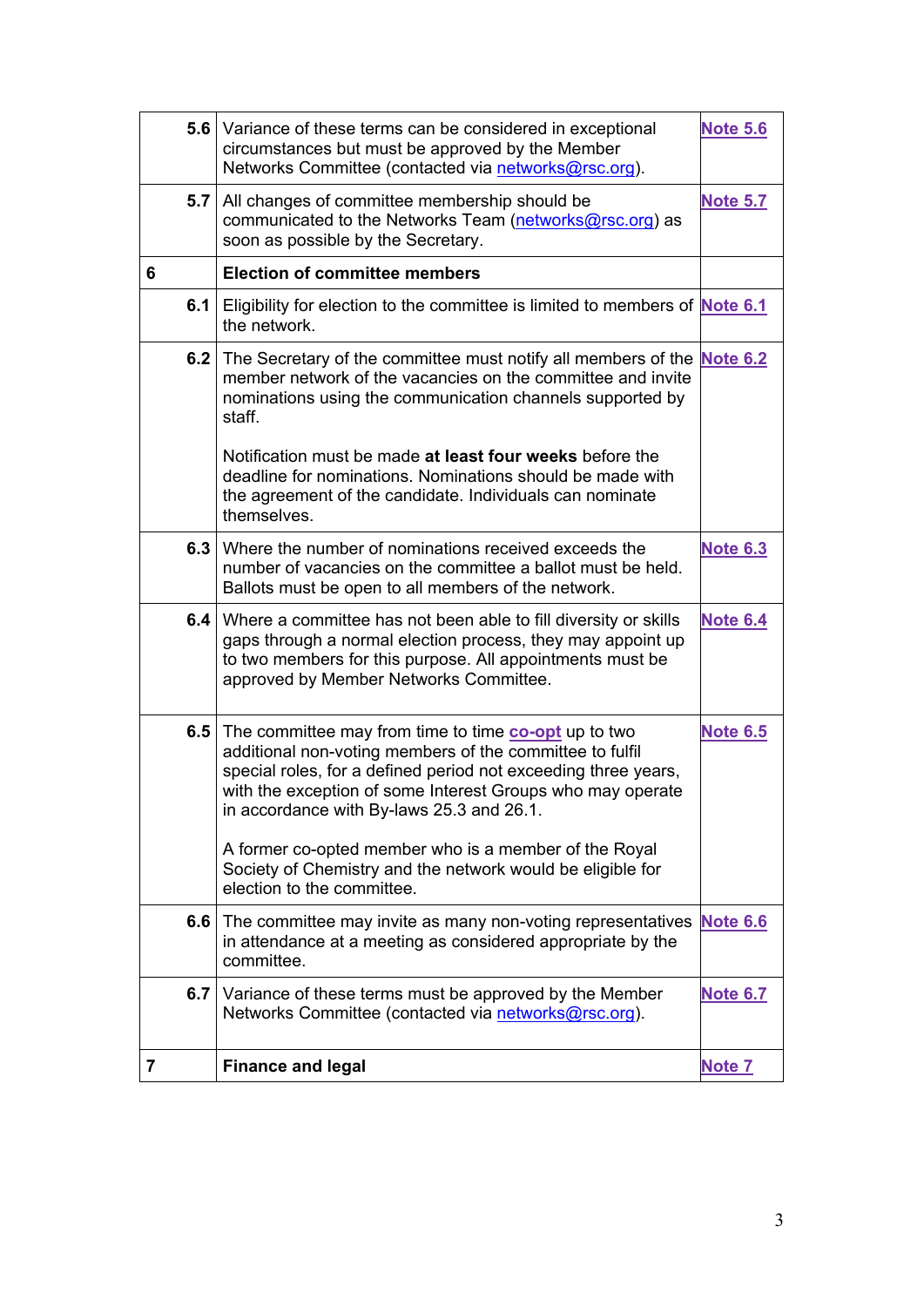| | | |
|---|---|---|
| **5.6** | Variance of these terms can be considered in exceptional circumstances but must be approved by the Member Networks Committee (contacted via networks@rsc.org). | **Note 5.6** |
| **5.7** | All changes of committee membership should be communicated to the Networks Team (networks@rsc.org) as soon as possible by the Secretary. | **Note 5.7** |
| **6** | **Election of committee members** | |
| **6.1** | Eligibility for election to the committee is limited to members of the network. | **Note 6.1** |
| **6.2** | The Secretary of the committee must notify all members of the member network of the vacancies on the committee and invite nominations using the communication channels supported by staff.<br><br>Notification must be made **at least four weeks** before the deadline for nominations. Nominations should be made with the agreement of the candidate. Individuals can nominate themselves. | **Note 6.2** |
| **6.3** | Where the number of nominations received exceeds the number of vacancies on the committee a ballot must be held. Ballots must be open to all members of the network. | **Note 6.3** |
| **6.4** | Where a committee has not been able to fill diversity or skills gaps through a normal election process, they may appoint up to two members for this purpose. All appointments must be approved by Member Networks Committee. | **Note 6.4** |
| **6.5** | The committee may from time to time **co-opt** up to two additional non-voting members of the committee to fulfil special roles, for a defined period not exceeding three years, with the exception of some Interest Groups who may operate in accordance with By-laws 25.3 and 26.1.<br><br>A former co-opted member who is a member of the Royal Society of Chemistry and the network would be eligible for election to the committee. | **Note 6.5** |
| **6.6** | The committee may invite as many non-voting representatives in attendance at a meeting as considered appropriate by the committee. | **Note 6.6** |
| **6.7** | Variance of these terms must be approved by the Member Networks Committee (contacted via networks@rsc.org). | **Note 6.7** |
| **7** | **Finance and legal** | **Note 7** |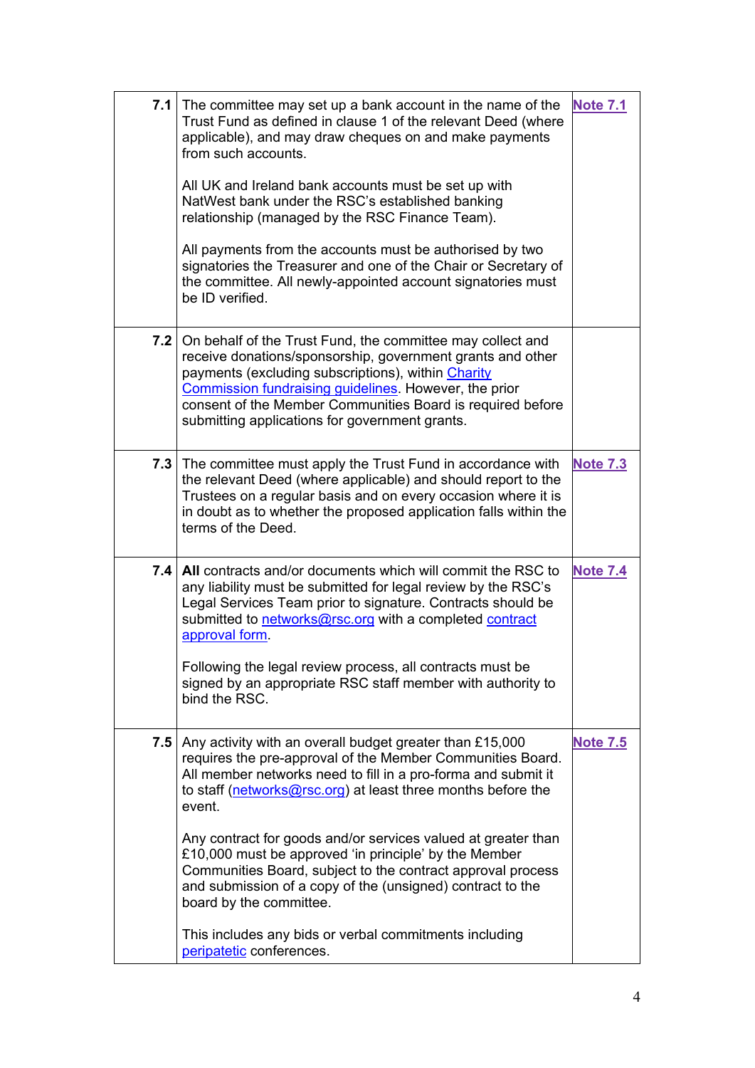| | | |
|---|---|---|
| **7.1** | The committee may set up a bank account in the name of the Trust Fund as defined in clause 1 of the relevant Deed (where applicable), and may draw cheques on and make payments from such accounts.<br><br>All UK and Ireland bank accounts must be set up with NatWest bank under the RSC's established banking relationship (managed by the RSC Finance Team).<br><br>All payments from the accounts must be authorised by two signatories the Treasurer and one of the Chair or Secretary of the committee. All newly-appointed account signatories must be ID verified. | **Note 7.1** |
| **7.2** | On behalf of the Trust Fund, the committee may collect and receive donations/sponsorship, government grants and other payments (excluding subscriptions), within Charity Commission fundraising guidelines. However, the prior consent of the Member Communities Board is required before submitting applications for government grants. | |
| **7.3** | The committee must apply the Trust Fund in accordance with the relevant Deed (where applicable) and should report to the Trustees on a regular basis and on every occasion where it is in doubt as to whether the proposed application falls within the terms of the Deed. | **Note 7.3** |
| **7.4** | **All** contracts and/or documents which will commit the RSC to any liability must be submitted for legal review by the RSC's Legal Services Team prior to signature. Contracts should be submitted to networks@rsc.org with a completed contract approval form.<br><br>Following the legal review process, all contracts must be signed by an appropriate RSC staff member with authority to bind the RSC. | **Note 7.4** |
| **7.5** | Any activity with an overall budget greater than £15,000 requires the pre-approval of the Member Communities Board. All member networks need to fill in a pro-forma and submit it to staff (networks@rsc.org) at least three months before the event.<br><br>Any contract for goods and/or services valued at greater than £10,000 must be approved 'in principle' by the Member Communities Board, subject to the contract approval process and submission of a copy of the (unsigned) contract to the board by the committee.<br><br>This includes any bids or verbal commitments including peripatetic conferences. | **Note 7.5** |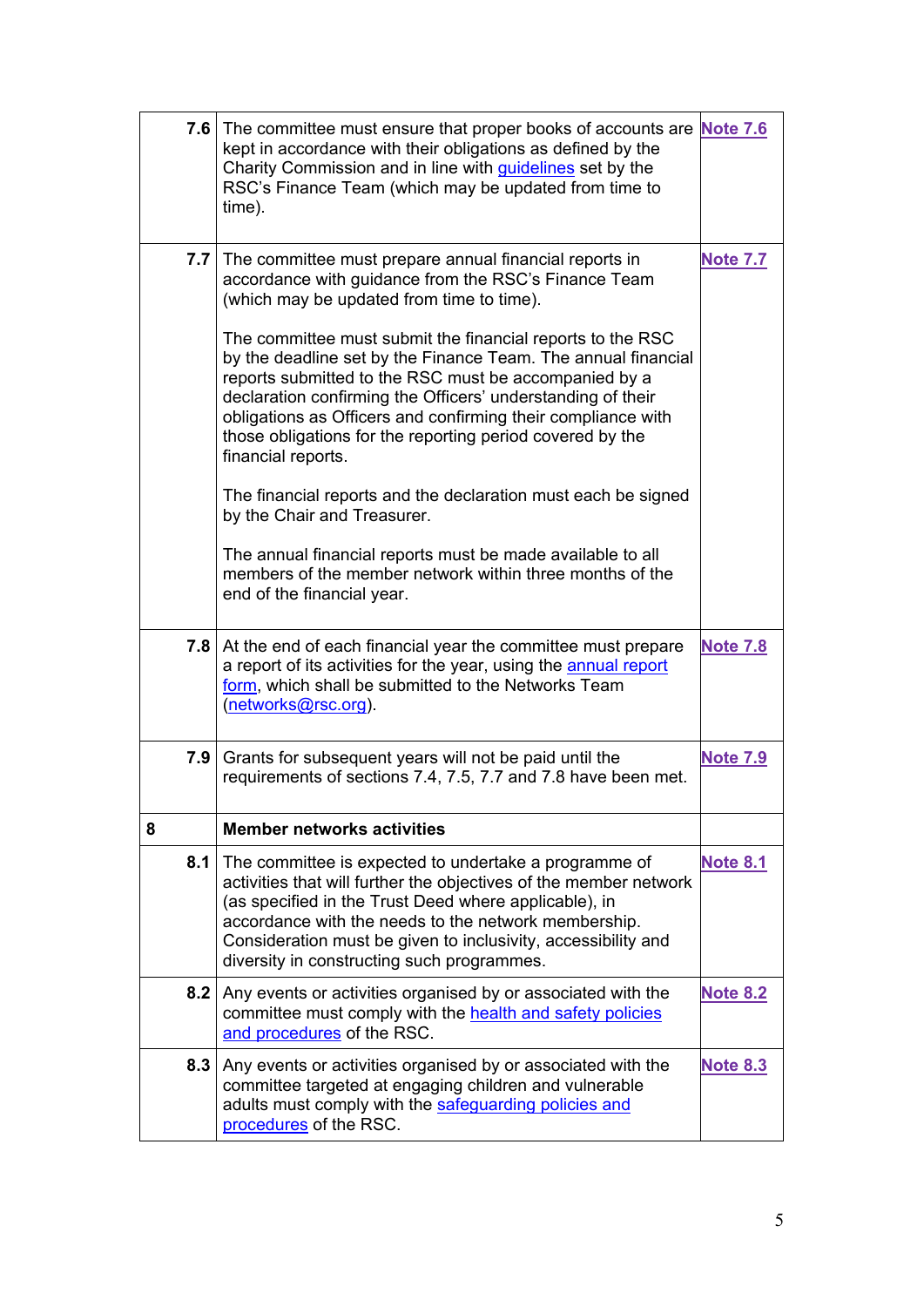| | | |
|---|---|---|
| **7.6** | The committee must ensure that proper books of accounts are kept in accordance with their obligations as defined by the Charity Commission and in line with guidelines set by the RSC's Finance Team (which may be updated from time to time). | **Note 7.6** |
| **7.7** | The committee must prepare annual financial reports in accordance with guidance from the RSC's Finance Team (which may be updated from time to time).<br><br>The committee must submit the financial reports to the RSC by the deadline set by the Finance Team. The annual financial reports submitted to the RSC must be accompanied by a declaration confirming the Officers' understanding of their obligations as Officers and confirming their compliance with those obligations for the reporting period covered by the financial reports.<br><br>The financial reports and the declaration must each be signed by the Chair and Treasurer.<br><br>The annual financial reports must be made available to all members of the member network within three months of the end of the financial year. | **Note 7.7** |
| **7.8** | At the end of each financial year the committee must prepare a report of its activities for the year, using the annual report form, which shall be submitted to the Networks Team (networks@rsc.org). | **Note 7.8** |
| **7.9** | Grants for subsequent years will not be paid until the requirements of sections 7.4, 7.5, 7.7 and 7.8 have been met. | **Note 7.9** |
| **8** | **Member networks activities** | |
| **8.1** | The committee is expected to undertake a programme of activities that will further the objectives of the member network (as specified in the Trust Deed where applicable), in accordance with the needs to the network membership. Consideration must be given to inclusivity, accessibility and diversity in constructing such programmes. | **Note 8.1** |
| **8.2** | Any events or activities organised by or associated with the committee must comply with the health and safety policies and procedures of the RSC. | **Note 8.2** |
| **8.3** | Any events or activities organised by or associated with the committee targeted at engaging children and vulnerable adults must comply with the safeguarding policies and procedures of the RSC. | **Note 8.3** |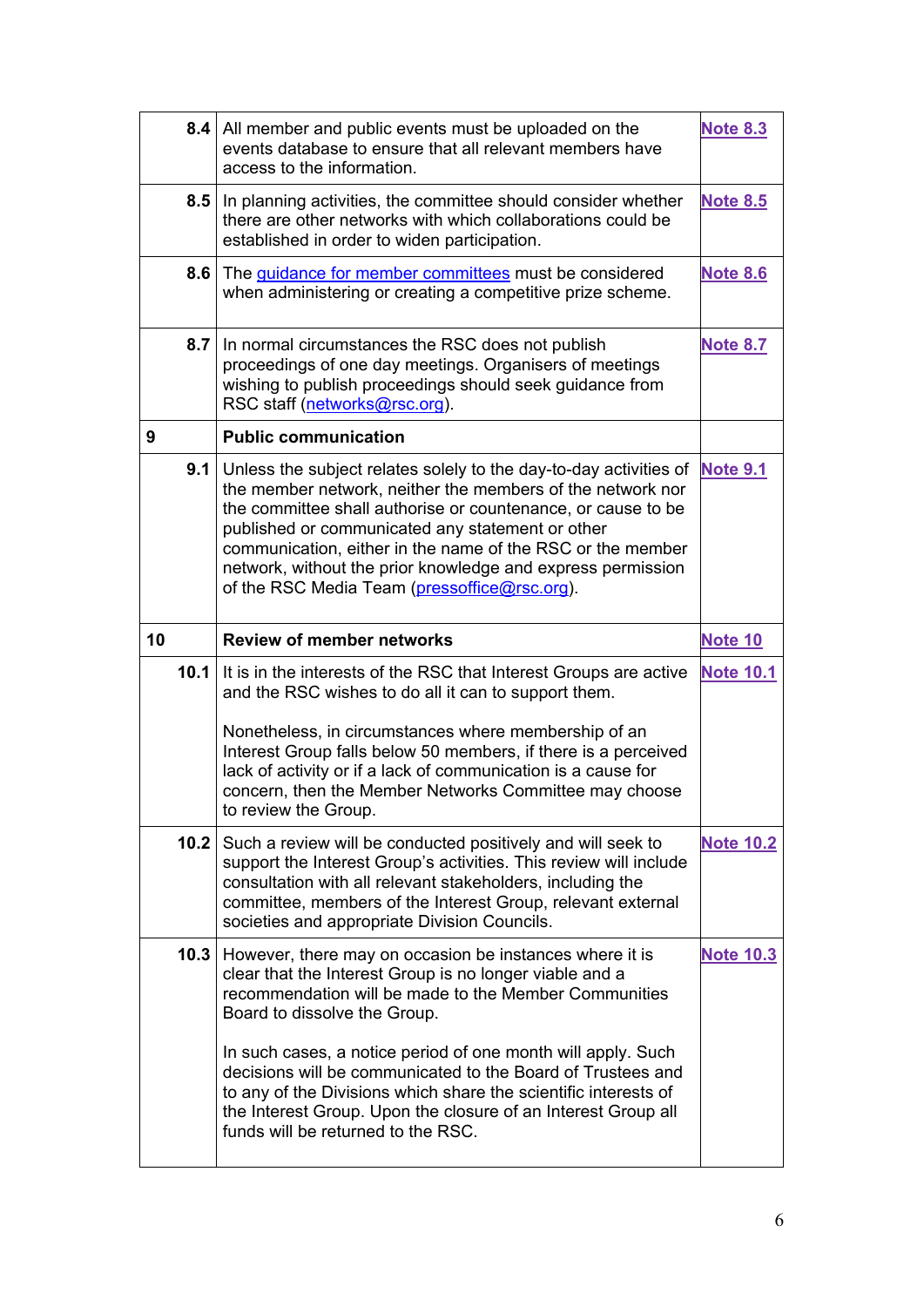| | | |
|---|---|---|
| **8.4** | All member and public events must be uploaded on the events database to ensure that all relevant members have access to the information. | **Note 8.3** |
| **8.5** | In planning activities, the committee should consider whether there are other networks with which collaborations could be established in order to widen participation. | **Note 8.5** |
| **8.6** | The guidance for member committees must be considered when administering or creating a competitive prize scheme. | **Note 8.6** |
| **8.7** | In normal circumstances the RSC does not publish proceedings of one day meetings. Organisers of meetings wishing to publish proceedings should seek guidance from RSC staff (networks@rsc.org). | **Note 8.7** |
| **9** | **Public communication** | |
| **9.1** | Unless the subject relates solely to the day-to-day activities of the member network, neither the members of the network nor the committee shall authorise or countenance, or cause to be published or communicated any statement or other communication, either in the name of the RSC or the member network, without the prior knowledge and express permission of the RSC Media Team (pressoffice@rsc.org). | **Note 9.1** |
| **10** | **Review of member networks** | **Note 10** |
| **10.1** | It is in the interests of the RSC that Interest Groups are active and the RSC wishes to do all it can to support them.<br><br>Nonetheless, in circumstances where membership of an Interest Group falls below 50 members, if there is a perceived lack of activity or if a lack of communication is a cause for concern, then the Member Networks Committee may choose to review the Group. | **Note 10.1** |
| **10.2** | Such a review will be conducted positively and will seek to support the Interest Group's activities. This review will include consultation with all relevant stakeholders, including the committee, members of the Interest Group, relevant external societies and appropriate Division Councils. | **Note 10.2** |
| **10.3** | However, there may on occasion be instances where it is clear that the Interest Group is no longer viable and a recommendation will be made to the Member Communities Board to dissolve the Group.<br><br>In such cases, a notice period of one month will apply. Such decisions will be communicated to the Board of Trustees and to any of the Divisions which share the scientific interests of the Interest Group. Upon the closure of an Interest Group all funds will be returned to the RSC. | **Note 10.3** |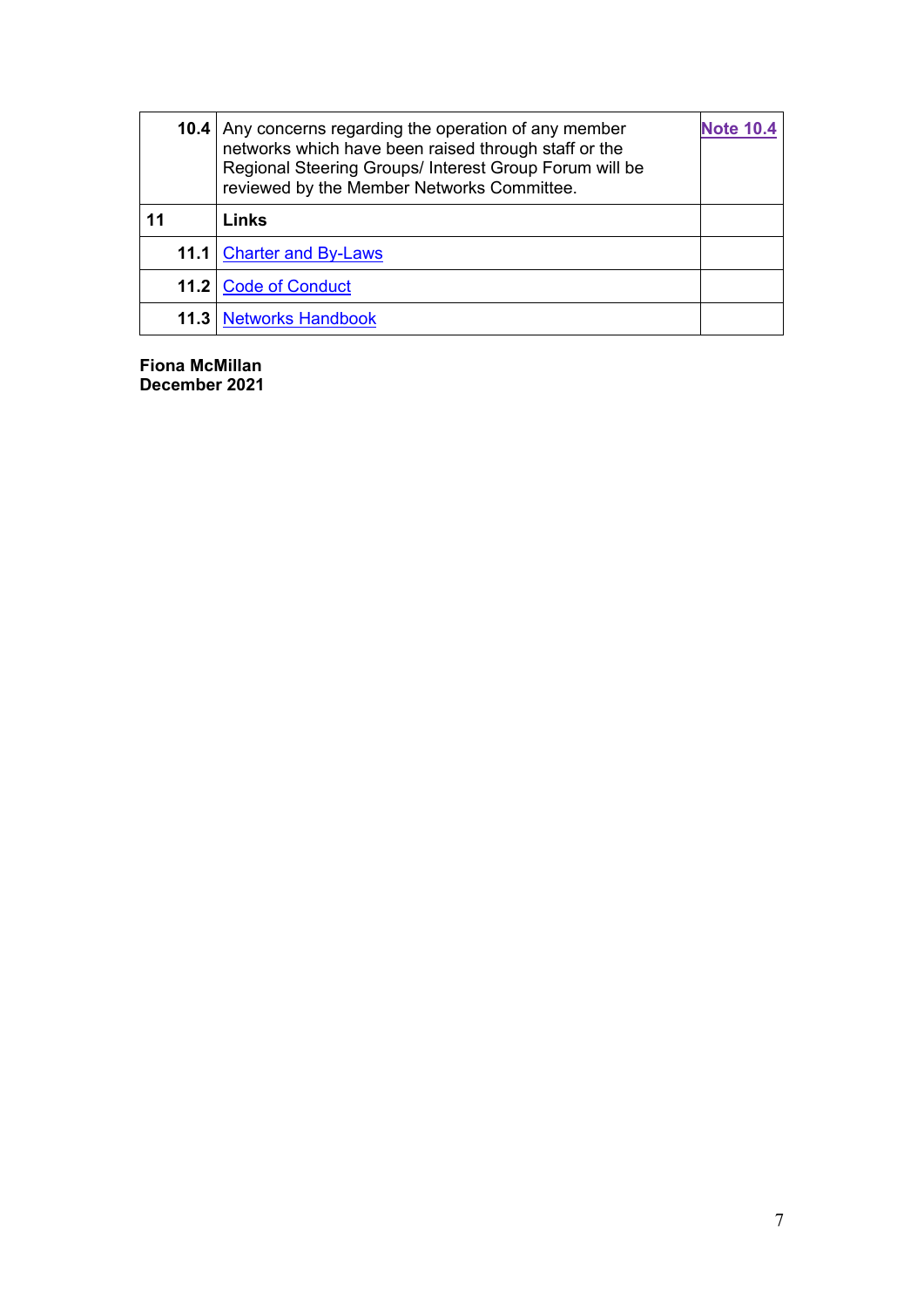| | | |
|---|---|---|
| **10.4** | Any concerns regarding the operation of any member networks which have been raised through staff or the Regional Steering Groups/ Interest Group Forum will be reviewed by the Member Networks Committee. | **Note 10.4** |
| **11** | **Links** | |
| **11.1** | Charter and By-Laws | |
| **11.2** | Code of Conduct | |
| **11.3** | Networks Handbook | |

**Fiona McMillan**
**December 2021**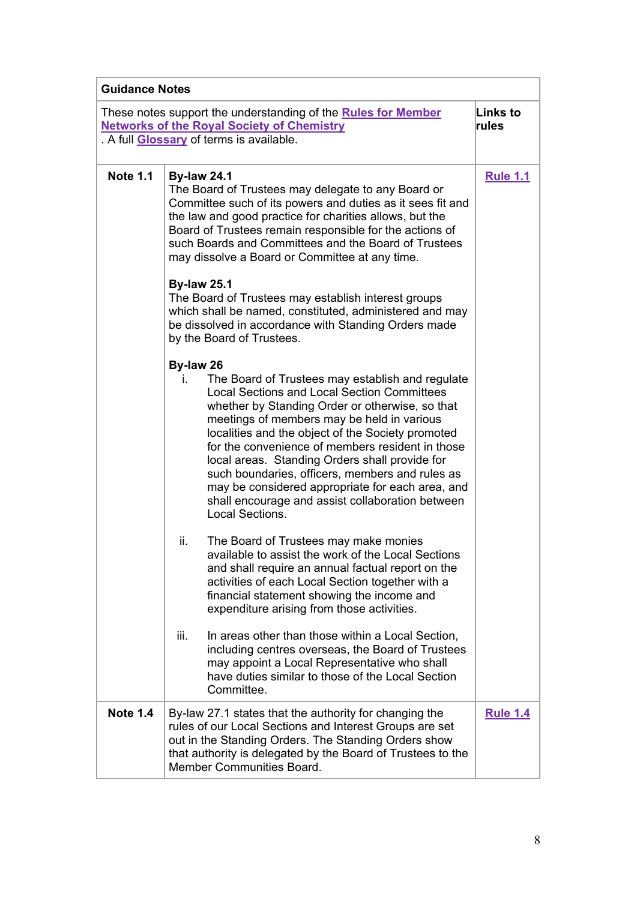| Guidance Notes | | |
|---|---|---|
| These notes support the understanding of the **Rules for Member Networks of the Royal Society of Chemistry**. A full **Glossary** of terms is available. | | **Links to rules** |
| **Note 1.1** | **By-law 24.1**<br>The Board of Trustees may delegate to any Board or Committee such of its powers and duties as it sees fit and the law and good practice for charities allows, but the Board of Trustees remain responsible for the actions of such Boards and Committees and the Board of Trustees may dissolve a Board or Committee at any time.<br><br>**By-law 25.1**<br>The Board of Trustees may establish interest groups which shall be named, constituted, administered and may be dissolved in accordance with Standing Orders made by the Board of Trustees.<br><br>**By-law 26**<br>i. The Board of Trustees may establish and regulate Local Sections and Local Section Committees whether by Standing Order or otherwise, so that meetings of members may be held in various localities and the object of the Society promoted for the convenience of members resident in those local areas. Standing Orders shall provide for such boundaries, officers, members and rules as may be considered appropriate for each area, and shall encourage and assist collaboration between Local Sections.<br><br>ii. The Board of Trustees may make monies available to assist the work of the Local Sections and shall require an annual factual report on the activities of each Local Section together with a financial statement showing the income and expenditure arising from those activities.<br><br>iii. In areas other than those within a Local Section, including centres overseas, the Board of Trustees may appoint a Local Representative who shall have duties similar to those of the Local Section Committee. | **Rule 1.1** |
| **Note 1.4** | By-law 27.1 states that the authority for changing the rules of our Local Sections and Interest Groups are set out in the Standing Orders. The Standing Orders show that authority is delegated by the Board of Trustees to the Member Communities Board. | **Rule 1.4** |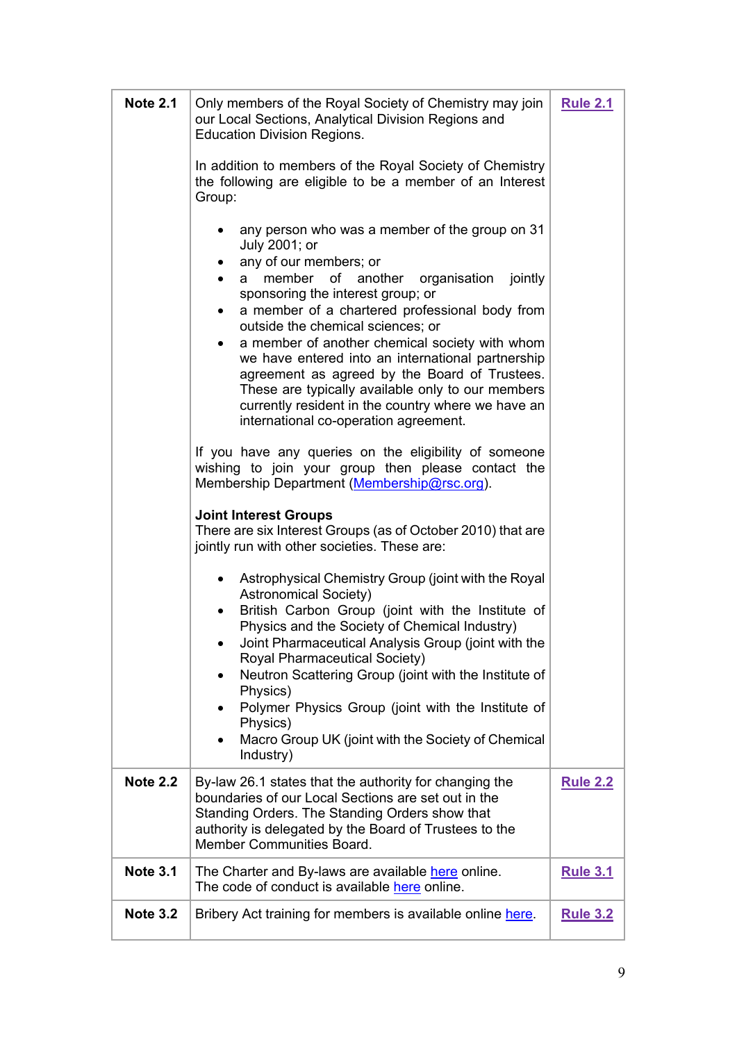| | | |
|---|---|---|
| **Note 2.1** | Only members of the Royal Society of Chemistry may join our Local Sections, Analytical Division Regions and Education Division Regions.<br><br>In addition to members of the Royal Society of Chemistry the following are eligible to be a member of an Interest Group:<br><br>• any person who was a member of the group on 31 July 2001; or<br>• any of our members; or<br>• a member of another organisation jointly sponsoring the interest group; or<br>• a member of a chartered professional body from outside the chemical sciences; or<br>• a member of another chemical society with whom we have entered into an international partnership agreement as agreed by the Board of Trustees. These are typically available only to our members currently resident in the country where we have an international co-operation agreement.<br><br>If you have any queries on the eligibility of someone wishing to join your group then please contact the Membership Department (Membership@rsc.org).<br><br>**Joint Interest Groups**<br>There are six Interest Groups (as of October 2010) that are jointly run with other societies. These are:<br><br>• Astrophysical Chemistry Group (joint with the Royal Astronomical Society)<br>• British Carbon Group (joint with the Institute of Physics and the Society of Chemical Industry)<br>• Joint Pharmaceutical Analysis Group (joint with the Royal Pharmaceutical Society)<br>• Neutron Scattering Group (joint with the Institute of Physics)<br>• Polymer Physics Group (joint with the Institute of Physics)<br>• Macro Group UK (joint with the Society of Chemical Industry) | **Rule 2.1** |
| **Note 2.2** | By-law 26.1 states that the authority for changing the boundaries of our Local Sections are set out in the Standing Orders. The Standing Orders show that authority is delegated by the Board of Trustees to the Member Communities Board. | **Rule 2.2** |
| **Note 3.1** | The Charter and By-laws are available here online.<br>The code of conduct is available here online. | **Rule 3.1** |
| **Note 3.2** | Bribery Act training for members is available online here. | **Rule 3.2** |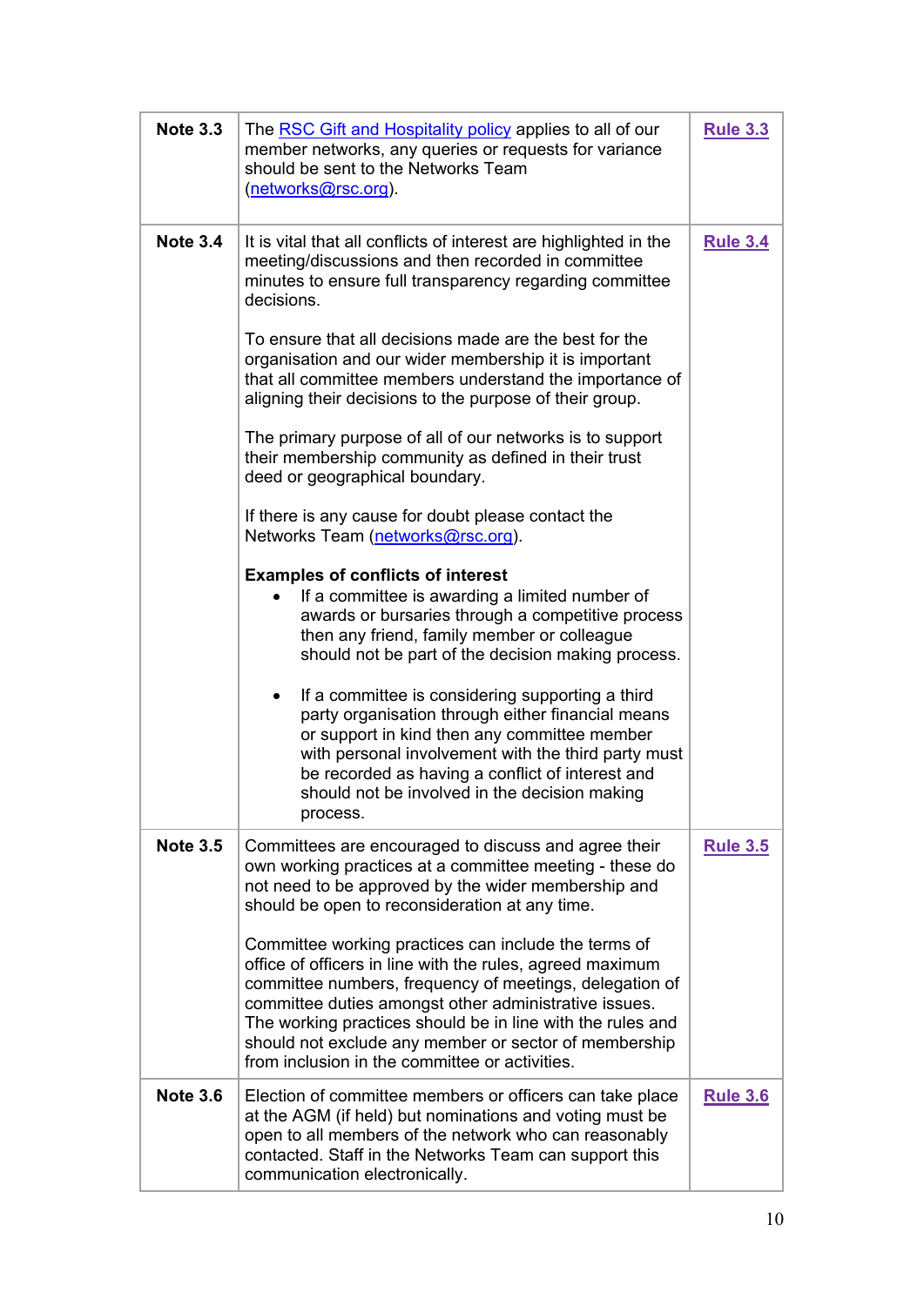| | | |
|---|---|---|
| **Note 3.3** | The [RSC Gift and Hospitality policy](#) applies to all of our member networks, any queries or requests for variance should be sent to the Networks Team ([networks@rsc.org](mailto:networks@rsc.org)). | [**Rule 3.3**](#) |
| **Note 3.4** | It is vital that all conflicts of interest are highlighted in the meeting/discussions and then recorded in committee minutes to ensure full transparency regarding committee decisions.<br><br>To ensure that all decisions made are the best for the organisation and our wider membership it is important that all committee members understand the importance of aligning their decisions to the purpose of their group.<br><br>The primary purpose of all of our networks is to support their membership community as defined in their trust deed or geographical boundary.<br><br>If there is any cause for doubt please contact the Networks Team ([networks@rsc.org](mailto:networks@rsc.org)).<br><br>**Examples of conflicts of interest**<br>• If a committee is awarding a limited number of awards or bursaries through a competitive process then any friend, family member or colleague should not be part of the decision making process.<br><br>• If a committee is considering supporting a third party organisation through either financial means or support in kind then any committee member with personal involvement with the third party must be recorded as having a conflict of interest and should not be involved in the decision making process. | [**Rule 3.4**](#) |
| **Note 3.5** | Committees are encouraged to discuss and agree their own working practices at a committee meeting - these do not need to be approved by the wider membership and should be open to reconsideration at any time.<br><br>Committee working practices can include the terms of office of officers in line with the rules, agreed maximum committee numbers, frequency of meetings, delegation of committee duties amongst other administrative issues. The working practices should be in line with the rules and should not exclude any member or sector of membership from inclusion in the committee or activities. | [**Rule 3.5**](#) |
| **Note 3.6** | Election of committee members or officers can take place at the AGM (if held) but nominations and voting must be open to all members of the network who can reasonably contacted. Staff in the Networks Team can support this communication electronically. | [**Rule 3.6**](#) |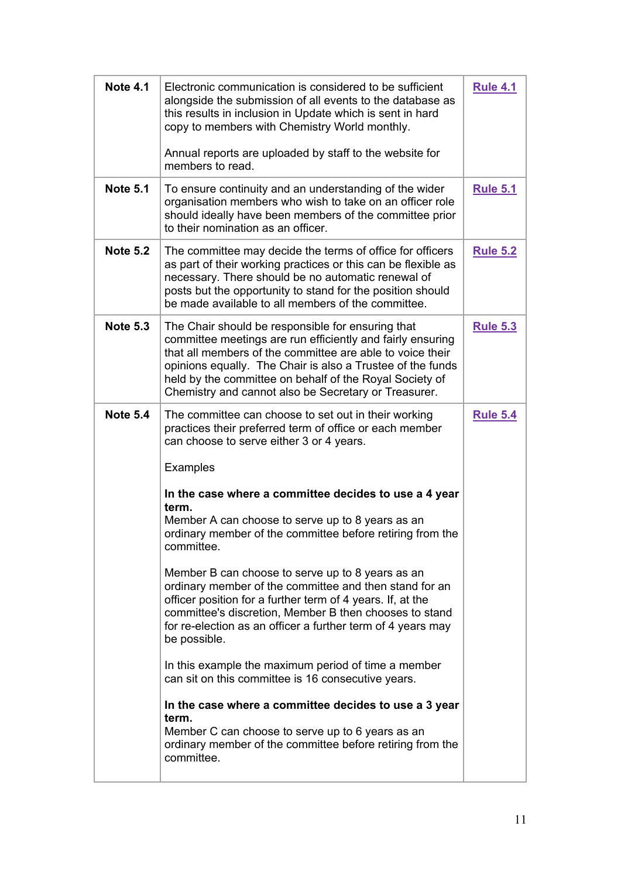| | | |
|---|---|---|
| **Note 4.1** | Electronic communication is considered to be sufficient alongside the submission of all events to the database as this results in inclusion in Update which is sent in hard copy to members with Chemistry World monthly.<br><br>Annual reports are uploaded by staff to the website for members to read. | Rule 4.1 |
| **Note 5.1** | To ensure continuity and an understanding of the wider organisation members who wish to take on an officer role should ideally have been members of the committee prior to their nomination as an officer. | Rule 5.1 |
| **Note 5.2** | The committee may decide the terms of office for officers as part of their working practices or this can be flexible as necessary. There should be no automatic renewal of posts but the opportunity to stand for the position should be made available to all members of the committee. | Rule 5.2 |
| **Note 5.3** | The Chair should be responsible for ensuring that committee meetings are run efficiently and fairly ensuring that all members of the committee are able to voice their opinions equally. The Chair is also a Trustee of the funds held by the committee on behalf of the Royal Society of Chemistry and cannot also be Secretary or Treasurer. | Rule 5.3 |
| **Note 5.4** | The committee can choose to set out in their working practices their preferred term of office or each member can choose to serve either 3 or 4 years.<br><br>Examples<br><br>**In the case where a committee decides to use a 4 year term.**<br>Member A can choose to serve up to 8 years as an ordinary member of the committee before retiring from the committee.<br><br>Member B can choose to serve up to 8 years as an ordinary member of the committee and then stand for an officer position for a further term of 4 years. If, at the committee's discretion, Member B then chooses to stand for re-election as an officer a further term of 4 years may be possible.<br><br>In this example the maximum period of time a member can sit on this committee is 16 consecutive years.<br><br>**In the case where a committee decides to use a 3 year term.**<br>Member C can choose to serve up to 6 years as an ordinary member of the committee before retiring from the committee. | Rule 5.4 |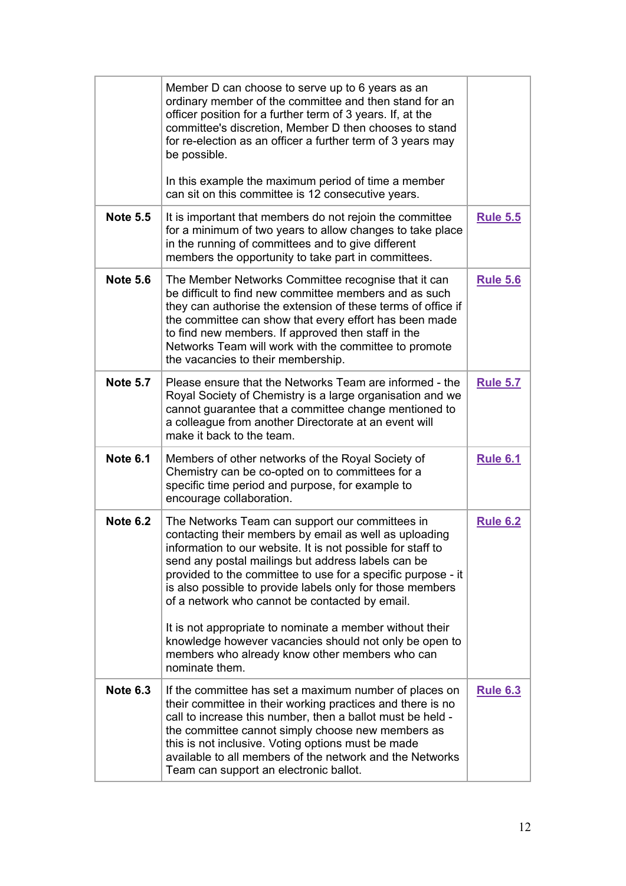| | | |
|---|---|---|
| | Member D can choose to serve up to 6 years as an ordinary member of the committee and then stand for an officer position for a further term of 3 years. If, at the committee's discretion, Member D then chooses to stand for re-election as an officer a further term of 3 years may be possible.<br><br>In this example the maximum period of time a member can sit on this committee is 12 consecutive years. | |
| **Note 5.5** | It is important that members do not rejoin the committee for a minimum of two years to allow changes to take place in the running of committees and to give different members the opportunity to take part in committees. | **Rule 5.5** |
| **Note 5.6** | The Member Networks Committee recognise that it can be difficult to find new committee members and as such they can authorise the extension of these terms of office if the committee can show that every effort has been made to find new members. If approved then staff in the Networks Team will work with the committee to promote the vacancies to their membership. | **Rule 5.6** |
| **Note 5.7** | Please ensure that the Networks Team are informed - the Royal Society of Chemistry is a large organisation and we cannot guarantee that a committee change mentioned to a colleague from another Directorate at an event will make it back to the team. | **Rule 5.7** |
| **Note 6.1** | Members of other networks of the Royal Society of Chemistry can be co-opted on to committees for a specific time period and purpose, for example to encourage collaboration. | **Rule 6.1** |
| **Note 6.2** | The Networks Team can support our committees in contacting their members by email as well as uploading information to our website. It is not possible for staff to send any postal mailings but address labels can be provided to the committee to use for a specific purpose - it is also possible to provide labels only for those members of a network who cannot be contacted by email.<br><br>It is not appropriate to nominate a member without their knowledge however vacancies should not only be open to members who already know other members who can nominate them. | **Rule 6.2** |
| **Note 6.3** | If the committee has set a maximum number of places on their committee in their working practices and there is no call to increase this number, then a ballot must be held - the committee cannot simply choose new members as this is not inclusive. Voting options must be made available to all members of the network and the Networks Team can support an electronic ballot. | **Rule 6.3** |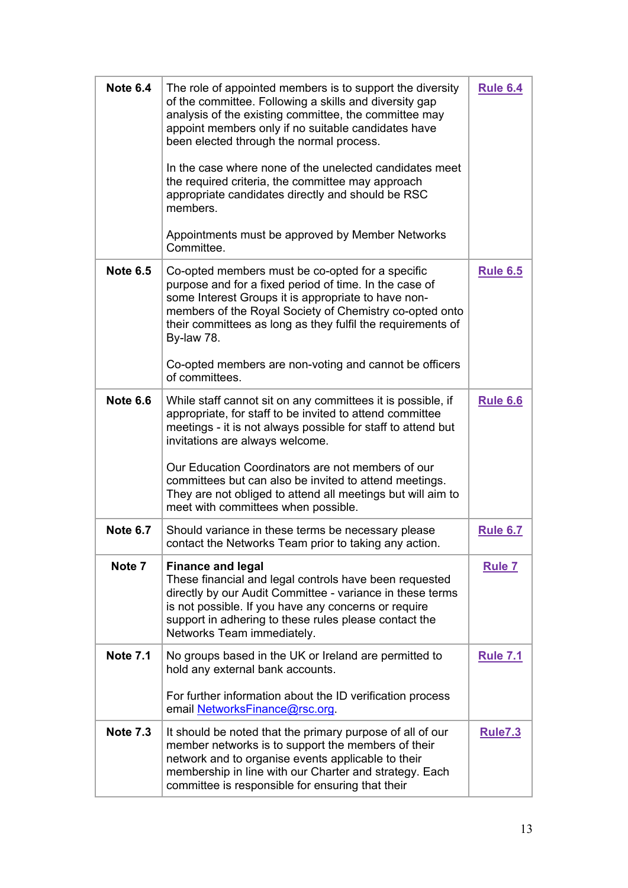| | | |
|---|---|---|
| **Note 6.4** | The role of appointed members is to support the diversity of the committee. Following a skills and diversity gap analysis of the existing committee, the committee may appoint members only if no suitable candidates have been elected through the normal process.<br><br>In the case where none of the unelected candidates meet the required criteria, the committee may approach appropriate candidates directly and should be RSC members.<br><br>Appointments must be approved by Member Networks Committee. | **Rule 6.4** |
| **Note 6.5** | Co-opted members must be co-opted for a specific purpose and for a fixed period of time. In the case of some Interest Groups it is appropriate to have non-members of the Royal Society of Chemistry co-opted onto their committees as long as they fulfil the requirements of By-law 78.<br><br>Co-opted members are non-voting and cannot be officers of committees. | **Rule 6.5** |
| **Note 6.6** | While staff cannot sit on any committees it is possible, if appropriate, for staff to be invited to attend committee meetings - it is not always possible for staff to attend but invitations are always welcome.<br><br>Our Education Coordinators are not members of our committees but can also be invited to attend meetings. They are not obliged to attend all meetings but will aim to meet with committees when possible. | **Rule 6.6** |
| **Note 6.7** | Should variance in these terms be necessary please contact the Networks Team prior to taking any action. | **Rule 6.7** |
| **Note 7** | **Finance and legal**<br>These financial and legal controls have been requested directly by our Audit Committee - variance in these terms is not possible. If you have any concerns or require support in adhering to these rules please contact the Networks Team immediately. | **Rule 7** |
| **Note 7.1** | No groups based in the UK or Ireland are permitted to hold any external bank accounts.<br><br>For further information about the ID verification process email NetworksFinance@rsc.org. | **Rule 7.1** |
| **Note 7.3** | It should be noted that the primary purpose of all of our member networks is to support the members of their network and to organise events applicable to their membership in line with our Charter and strategy. Each committee is responsible for ensuring that their | **Rule7.3** |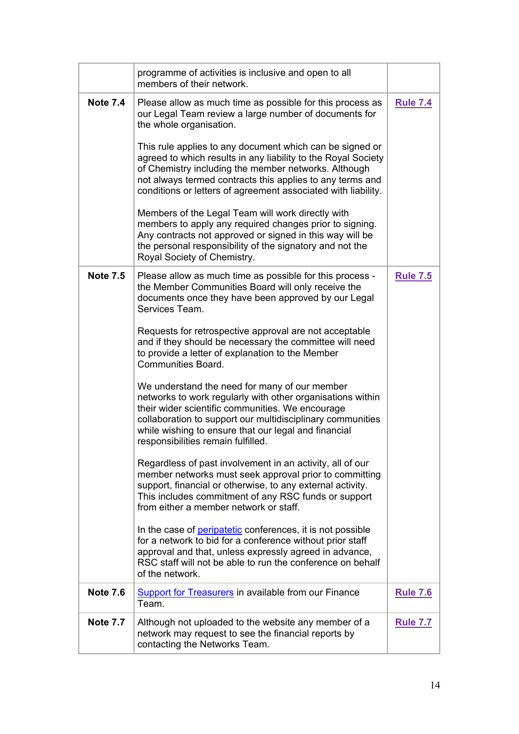|  |  |  |
|---|---|---|
|  | programme of activities is inclusive and open to all members of their network. |  |
| **Note 7.4** | Please allow as much time as possible for this process as our Legal Team review a large number of documents for the whole organisation.<br><br>This rule applies to any document which can be signed or agreed to which results in any liability to the Royal Society of Chemistry including the member networks. Although not always termed contracts this applies to any terms and conditions or letters of agreement associated with liability.<br><br>Members of the Legal Team will work directly with members to apply any required changes prior to signing. Any contracts not approved or signed in this way will be the personal responsibility of the signatory and not the Royal Society of Chemistry. | **Rule 7.4** |
| **Note 7.5** | Please allow as much time as possible for this process - the Member Communities Board will only receive the documents once they have been approved by our Legal Services Team.<br><br>Requests for retrospective approval are not acceptable and if they should be necessary the committee will need to provide a letter of explanation to the Member Communities Board.<br><br>We understand the need for many of our member networks to work regularly with other organisations within their wider scientific communities. We encourage collaboration to support our multidisciplinary communities while wishing to ensure that our legal and financial responsibilities remain fulfilled.<br><br>Regardless of past involvement in an activity, all of our member networks must seek approval prior to committing support, financial or otherwise, to any external activity. This includes commitment of any RSC funds or support from either a member network or staff.<br><br>In the case of peripatetic conferences, it is not possible for a network to bid for a conference without prior staff approval and that, unless expressly agreed in advance, RSC staff will not be able to run the conference on behalf of the network. | **Rule 7.5** |
| **Note 7.6** | Support for Treasurers in available from our Finance Team. | **Rule 7.6** |
| **Note 7.7** | Although not uploaded to the website any member of a network may request to see the financial reports by contacting the Networks Team. | **Rule 7.7** |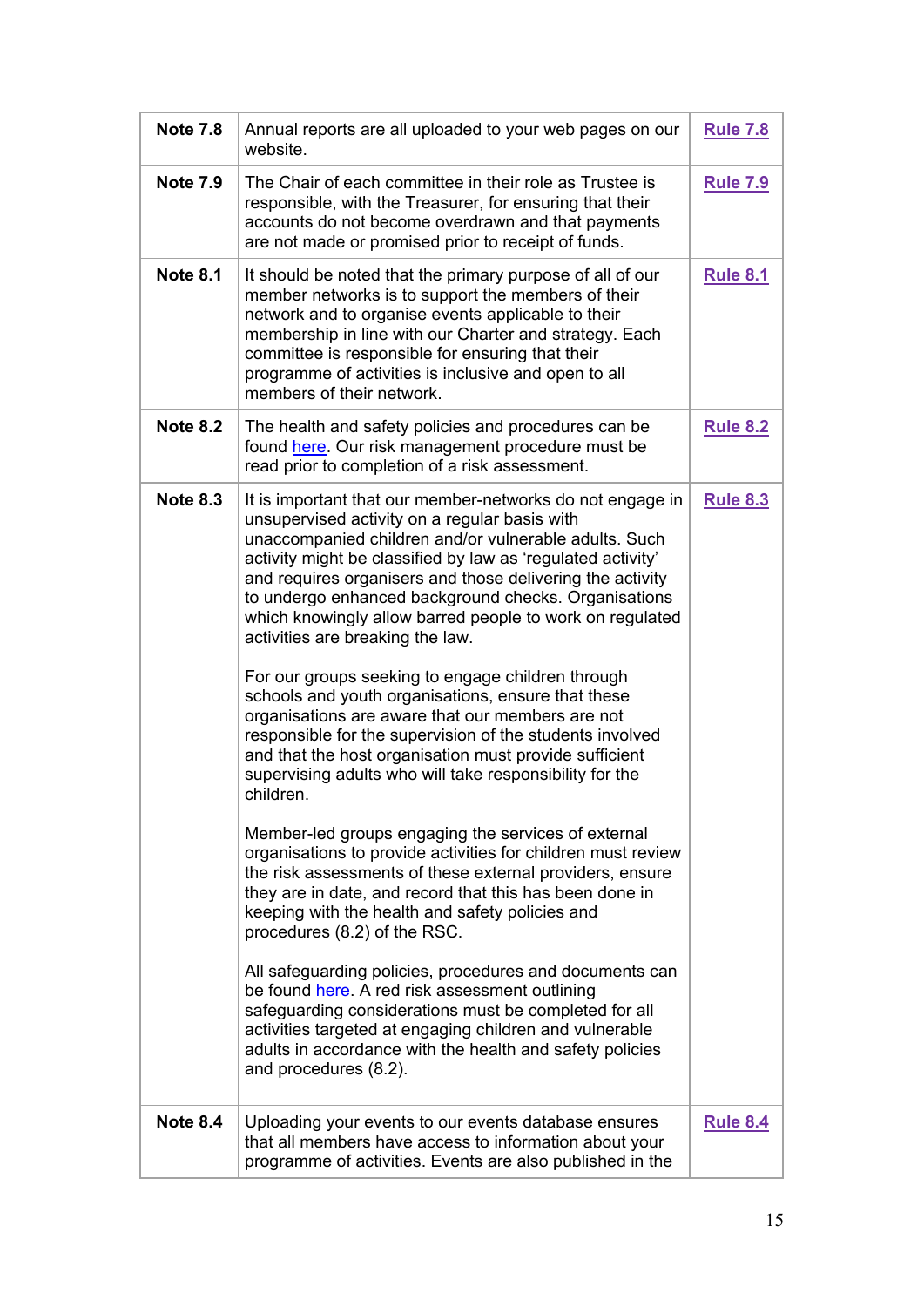| | | |
|---|---|---|
| **Note 7.8** | Annual reports are all uploaded to your web pages on our website. | **Rule 7.8** |
| **Note 7.9** | The Chair of each committee in their role as Trustee is responsible, with the Treasurer, for ensuring that their accounts do not become overdrawn and that payments are not made or promised prior to receipt of funds. | **Rule 7.9** |
| **Note 8.1** | It should be noted that the primary purpose of all of our member networks is to support the members of their network and to organise events applicable to their membership in line with our Charter and strategy. Each committee is responsible for ensuring that their programme of activities is inclusive and open to all members of their network. | **Rule 8.1** |
| **Note 8.2** | The health and safety policies and procedures can be found here. Our risk management procedure must be read prior to completion of a risk assessment. | **Rule 8.2** |
| **Note 8.3** | It is important that our member-networks do not engage in unsupervised activity on a regular basis with unaccompanied children and/or vulnerable adults. Such activity might be classified by law as 'regulated activity' and requires organisers and those delivering the activity to undergo enhanced background checks. Organisations which knowingly allow barred people to work on regulated activities are breaking the law.<br><br>For our groups seeking to engage children through schools and youth organisations, ensure that these organisations are aware that our members are not responsible for the supervision of the students involved and that the host organisation must provide sufficient supervising adults who will take responsibility for the children.<br><br>Member-led groups engaging the services of external organisations to provide activities for children must review the risk assessments of these external providers, ensure they are in date, and record that this has been done in keeping with the health and safety policies and procedures (8.2) of the RSC.<br><br>All safeguarding policies, procedures and documents can be found here. A red risk assessment outlining safeguarding considerations must be completed for all activities targeted at engaging children and vulnerable adults in accordance with the health and safety policies and procedures (8.2). | **Rule 8.3** |
| **Note 8.4** | Uploading your events to our events database ensures that all members have access to information about your programme of activities. Events are also published in the | **Rule 8.4** |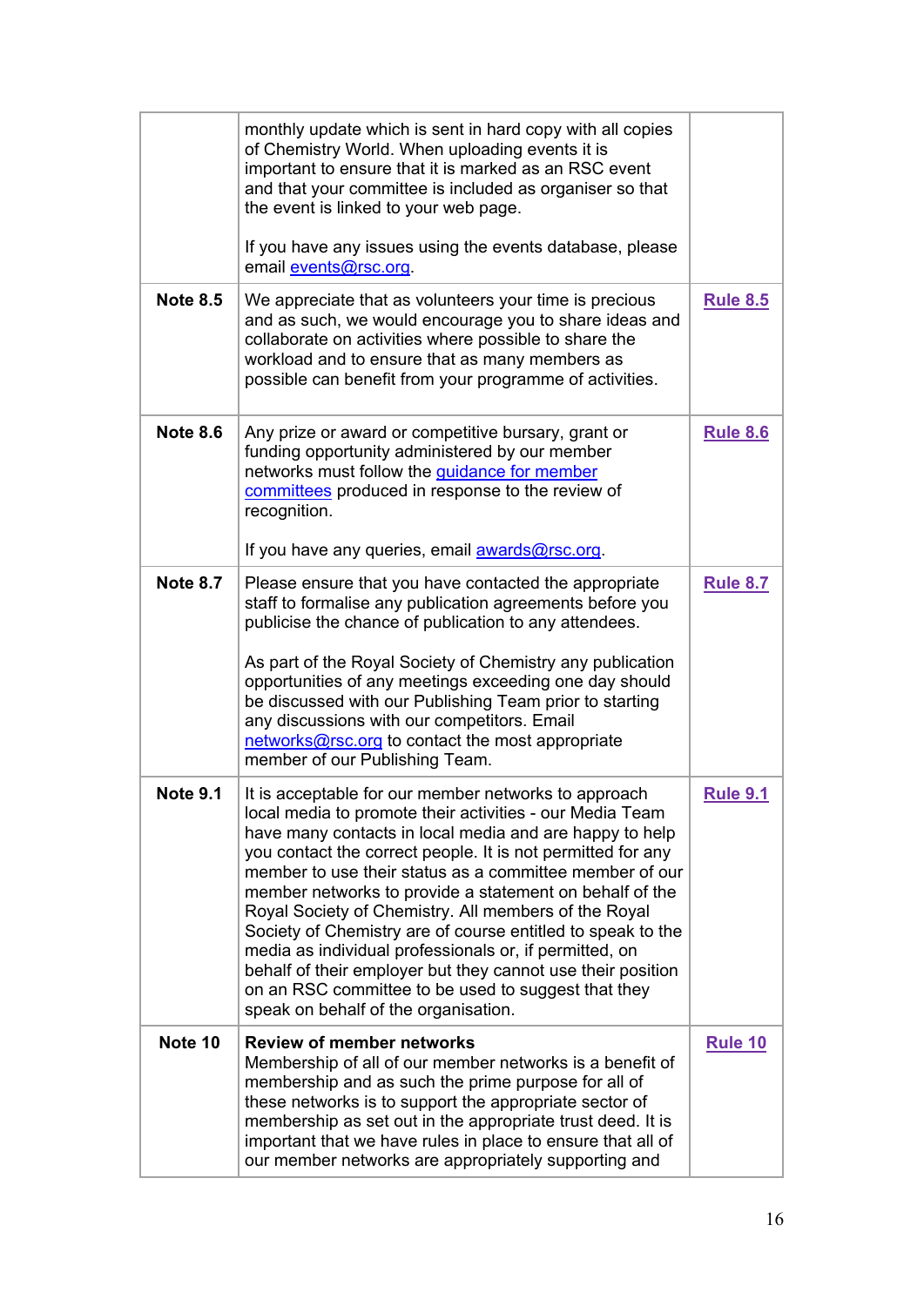| | | |
|---|---|---|
| | monthly update which is sent in hard copy with all copies of Chemistry World. When uploading events it is important to ensure that it is marked as an RSC event and that your committee is included as organiser so that the event is linked to your web page.<br><br>If you have any issues using the events database, please email events@rsc.org. | |
| **Note 8.5** | We appreciate that as volunteers your time is precious and as such, we would encourage you to share ideas and collaborate on activities where possible to share the workload and to ensure that as many members as possible can benefit from your programme of activities. | **Rule 8.5** |
| **Note 8.6** | Any prize or award or competitive bursary, grant or funding opportunity administered by our member networks must follow the guidance for member committees produced in response to the review of recognition.<br><br>If you have any queries, email awards@rsc.org. | **Rule 8.6** |
| **Note 8.7** | Please ensure that you have contacted the appropriate staff to formalise any publication agreements before you publicise the chance of publication to any attendees.<br><br>As part of the Royal Society of Chemistry any publication opportunities of any meetings exceeding one day should be discussed with our Publishing Team prior to starting any discussions with our competitors. Email networks@rsc.org to contact the most appropriate member of our Publishing Team. | **Rule 8.7** |
| **Note 9.1** | It is acceptable for our member networks to approach local media to promote their activities - our Media Team have many contacts in local media and are happy to help you contact the correct people. It is not permitted for any member to use their status as a committee member of our member networks to provide a statement on behalf of the Royal Society of Chemistry. All members of the Royal Society of Chemistry are of course entitled to speak to the media as individual professionals or, if permitted, on behalf of their employer but they cannot use their position on an RSC committee to be used to suggest that they speak on behalf of the organisation. | **Rule 9.1** |
| **Note 10** | **Review of member networks**<br>Membership of all of our member networks is a benefit of membership and as such the prime purpose for all of these networks is to support the appropriate sector of membership as set out in the appropriate trust deed. It is important that we have rules in place to ensure that all of our member networks are appropriately supporting and | **Rule 10** |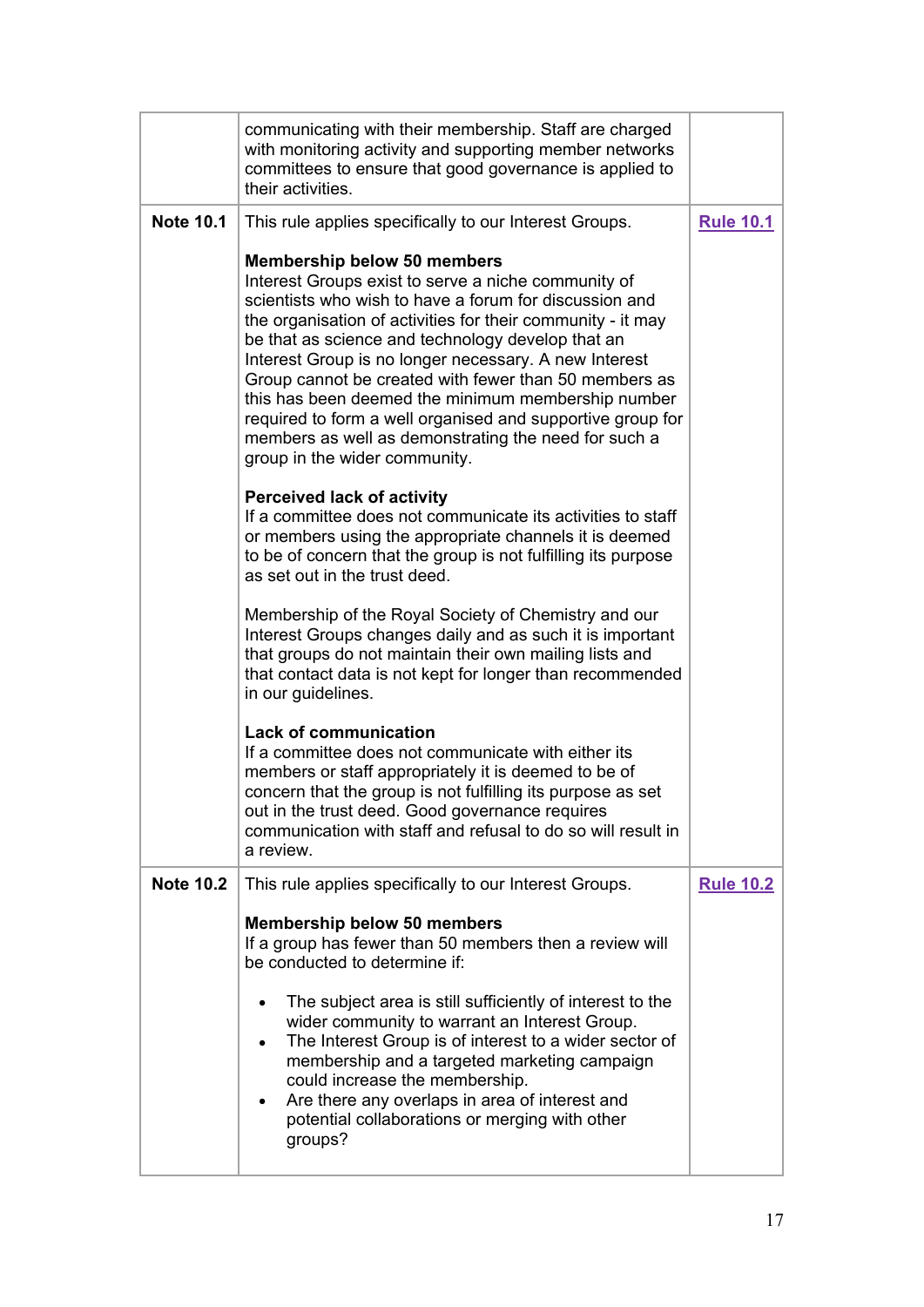| | | |
|---|---|---|
| | communicating with their membership. Staff are charged with monitoring activity and supporting member networks committees to ensure that good governance is applied to their activities. | |
| **Note 10.1** | This rule applies specifically to our Interest Groups.<br><br>**Membership below 50 members**<br>Interest Groups exist to serve a niche community of scientists who wish to have a forum for discussion and the organisation of activities for their community - it may be that as science and technology develop that an Interest Group is no longer necessary. A new Interest Group cannot be created with fewer than 50 members as this has been deemed the minimum membership number required to form a well organised and supportive group for members as well as demonstrating the need for such a group in the wider community.<br><br>**Perceived lack of activity**<br>If a committee does not communicate its activities to staff or members using the appropriate channels it is deemed to be of concern that the group is not fulfilling its purpose as set out in the trust deed.<br><br>Membership of the Royal Society of Chemistry and our Interest Groups changes daily and as such it is important that groups do not maintain their own mailing lists and that contact data is not kept for longer than recommended in our guidelines.<br><br>**Lack of communication**<br>If a committee does not communicate with either its members or staff appropriately it is deemed to be of concern that the group is not fulfilling its purpose as set out in the trust deed. Good governance requires communication with staff and refusal to do so will result in a review. | Rule 10.1 |
| **Note 10.2** | This rule applies specifically to our Interest Groups.<br><br>**Membership below 50 members**<br>If a group has fewer than 50 members then a review will be conducted to determine if:<br><br>• The subject area is still sufficiently of interest to the wider community to warrant an Interest Group.<br>• The Interest Group is of interest to a wider sector of membership and a targeted marketing campaign could increase the membership.<br>• Are there any overlaps in area of interest and potential collaborations or merging with other groups? | Rule 10.2 |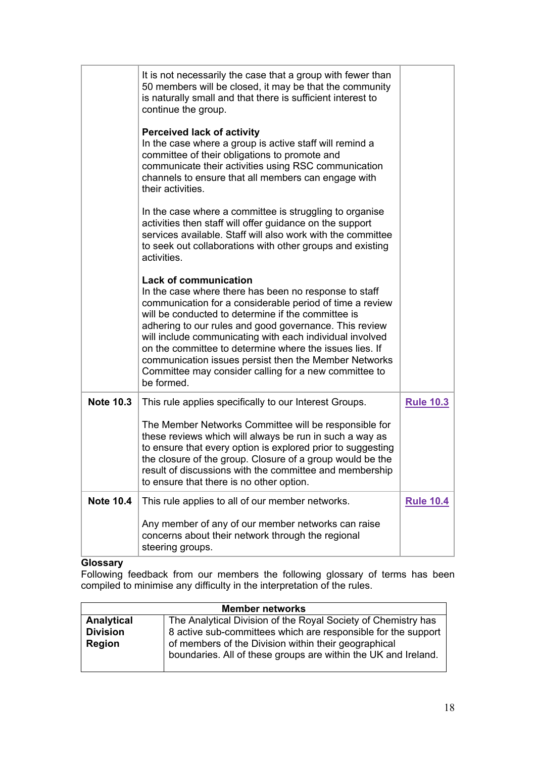| | | |
|---|---|---|
| | It is not necessarily the case that a group with fewer than 50 members will be closed, it may be that the community is naturally small and that there is sufficient interest to continue the group.<br><br>**Perceived lack of activity**<br>In the case where a group is active staff will remind a committee of their obligations to promote and communicate their activities using RSC communication channels to ensure that all members can engage with their activities.<br><br>In the case where a committee is struggling to organise activities then staff will offer guidance on the support services available. Staff will also work with the committee to seek out collaborations with other groups and existing activities.<br><br>**Lack of communication**<br>In the case where there has been no response to staff communication for a considerable period of time a review will be conducted to determine if the committee is adhering to our rules and good governance. This review will include communicating with each individual involved on the committee to determine where the issues lies. If communication issues persist then the Member Networks Committee may consider calling for a new committee to be formed. | |
| **Note 10.3** | This rule applies specifically to our Interest Groups.<br><br>The Member Networks Committee will be responsible for these reviews which will always be run in such a way as to ensure that every option is explored prior to suggesting the closure of the group. Closure of a group would be the result of discussions with the committee and membership to ensure that there is no other option. | **Rule 10.3** |
| **Note 10.4** | This rule applies to all of our member networks.<br><br>Any member of any of our member networks can raise concerns about their network through the regional steering groups. | **Rule 10.4** |

**Glossary**

Following feedback from our members the following glossary of terms has been compiled to minimise any difficulty in the interpretation of the rules.

| Member networks | |
|---|---|
| **Analytical Division Region** | The Analytical Division of the Royal Society of Chemistry has 8 active sub-committees which are responsible for the support of members of the Division within their geographical boundaries. All of these groups are within the UK and Ireland. |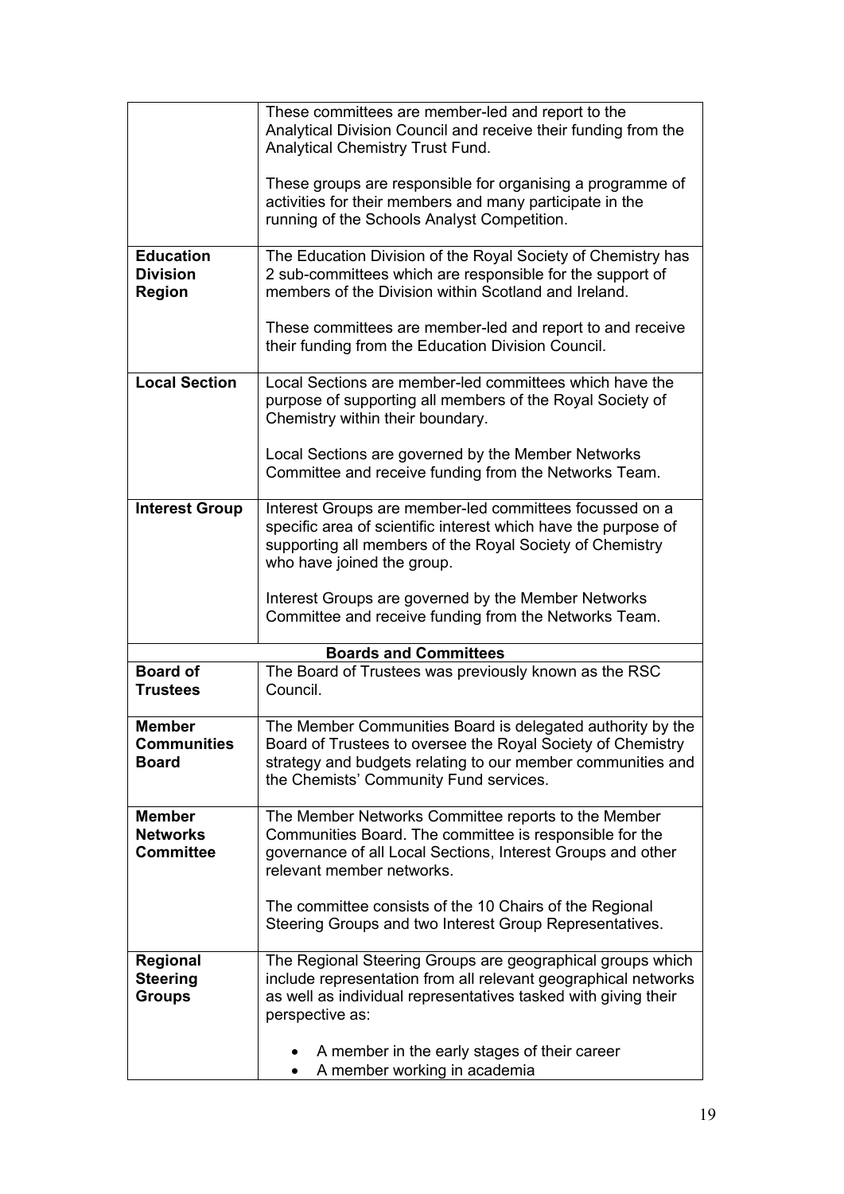| | |
|---|---|
| | These committees are member-led and report to the Analytical Division Council and receive their funding from the Analytical Chemistry Trust Fund.<br><br>These groups are responsible for organising a programme of activities for their members and many participate in the running of the Schools Analyst Competition. |
| **Education Division Region** | The Education Division of the Royal Society of Chemistry has 2 sub-committees which are responsible for the support of members of the Division within Scotland and Ireland.<br><br>These committees are member-led and report to and receive their funding from the Education Division Council. |
| **Local Section** | Local Sections are member-led committees which have the purpose of supporting all members of the Royal Society of Chemistry within their boundary.<br><br>Local Sections are governed by the Member Networks Committee and receive funding from the Networks Team. |
| **Interest Group** | Interest Groups are member-led committees focussed on a specific area of scientific interest which have the purpose of supporting all members of the Royal Society of Chemistry who have joined the group.<br><br>Interest Groups are governed by the Member Networks Committee and receive funding from the Networks Team. |
| **Boards and Committees** | |
| **Board of Trustees** | The Board of Trustees was previously known as the RSC Council. |
| **Member Communities Board** | The Member Communities Board is delegated authority by the Board of Trustees to oversee the Royal Society of Chemistry strategy and budgets relating to our member communities and the Chemists' Community Fund services. |
| **Member Networks Committee** | The Member Networks Committee reports to the Member Communities Board. The committee is responsible for the governance of all Local Sections, Interest Groups and other relevant member networks.<br><br>The committee consists of the 10 Chairs of the Regional Steering Groups and two Interest Group Representatives. |
| **Regional Steering Groups** | The Regional Steering Groups are geographical groups which include representation from all relevant geographical networks as well as individual representatives tasked with giving their perspective as:<br><br>• A member in the early stages of their career<br>• A member working in academia |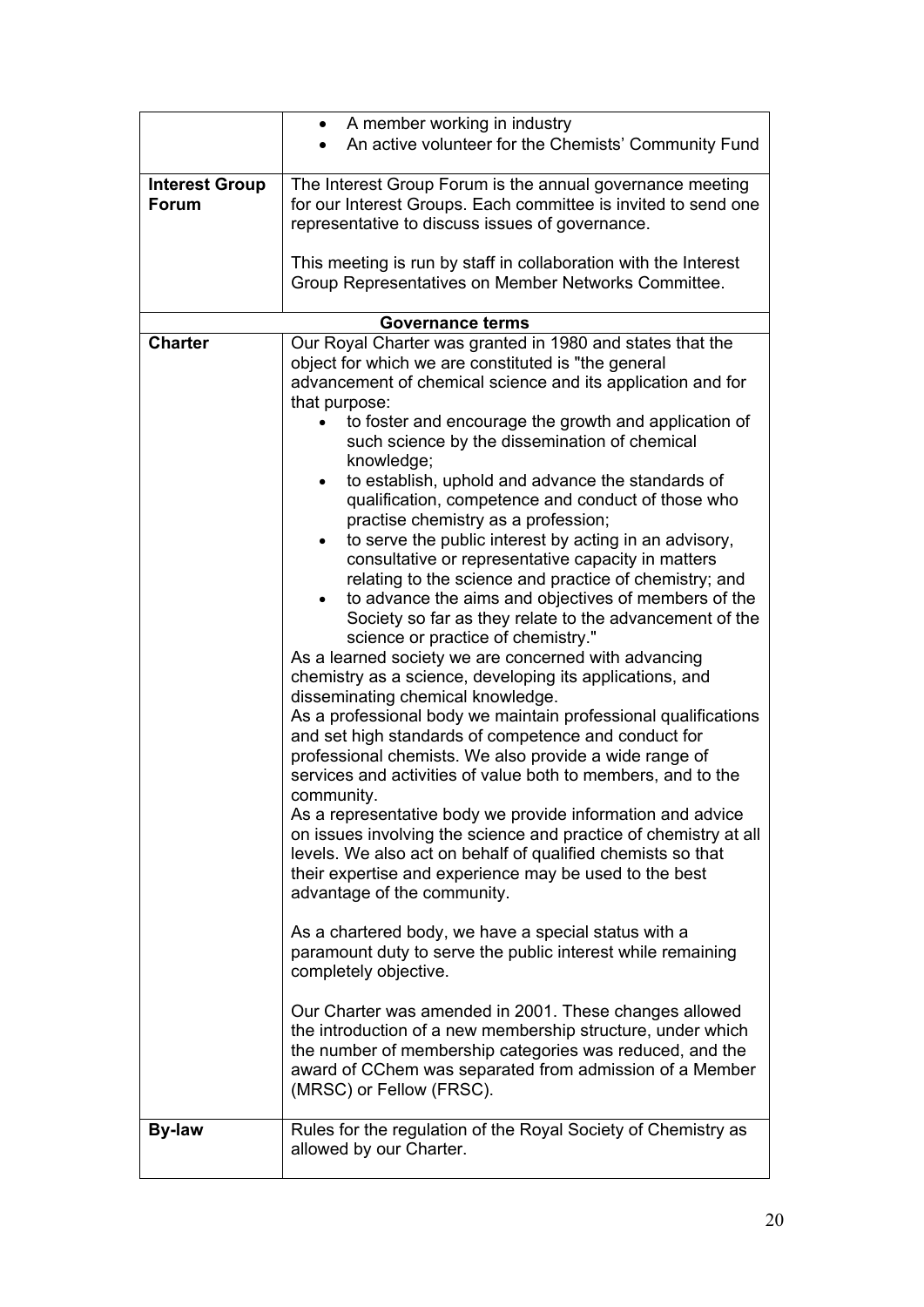| | |
|---|---|
| | • A member working in industry<br>• An active volunteer for the Chemists' Community Fund |
| **Interest Group Forum** | The Interest Group Forum is the annual governance meeting for our Interest Groups. Each committee is invited to send one representative to discuss issues of governance.<br><br>This meeting is run by staff in collaboration with the Interest Group Representatives on Member Networks Committee. |
| **Governance terms** | |
| **Charter** | Our Royal Charter was granted in 1980 and states that the object for which we are constituted is "the general advancement of chemical science and its application and for that purpose:<br>• to foster and encourage the growth and application of such science by the dissemination of chemical knowledge;<br>• to establish, uphold and advance the standards of qualification, competence and conduct of those who practise chemistry as a profession;<br>• to serve the public interest by acting in an advisory, consultative or representative capacity in matters relating to the science and practice of chemistry; and<br>• to advance the aims and objectives of members of the Society so far as they relate to the advancement of the science or practice of chemistry."<br>As a learned society we are concerned with advancing chemistry as a science, developing its applications, and disseminating chemical knowledge.<br>As a professional body we maintain professional qualifications and set high standards of competence and conduct for professional chemists. We also provide a wide range of services and activities of value both to members, and to the community.<br>As a representative body we provide information and advice on issues involving the science and practice of chemistry at all levels. We also act on behalf of qualified chemists so that their expertise and experience may be used to the best advantage of the community.<br><br>As a chartered body, we have a special status with a paramount duty to serve the public interest while remaining completely objective.<br><br>Our Charter was amended in 2001. These changes allowed the introduction of a new membership structure, under which the number of membership categories was reduced, and the award of CChem was separated from admission of a Member (MRSC) or Fellow (FRSC). |
| **By-law** | Rules for the regulation of the Royal Society of Chemistry as allowed by our Charter. |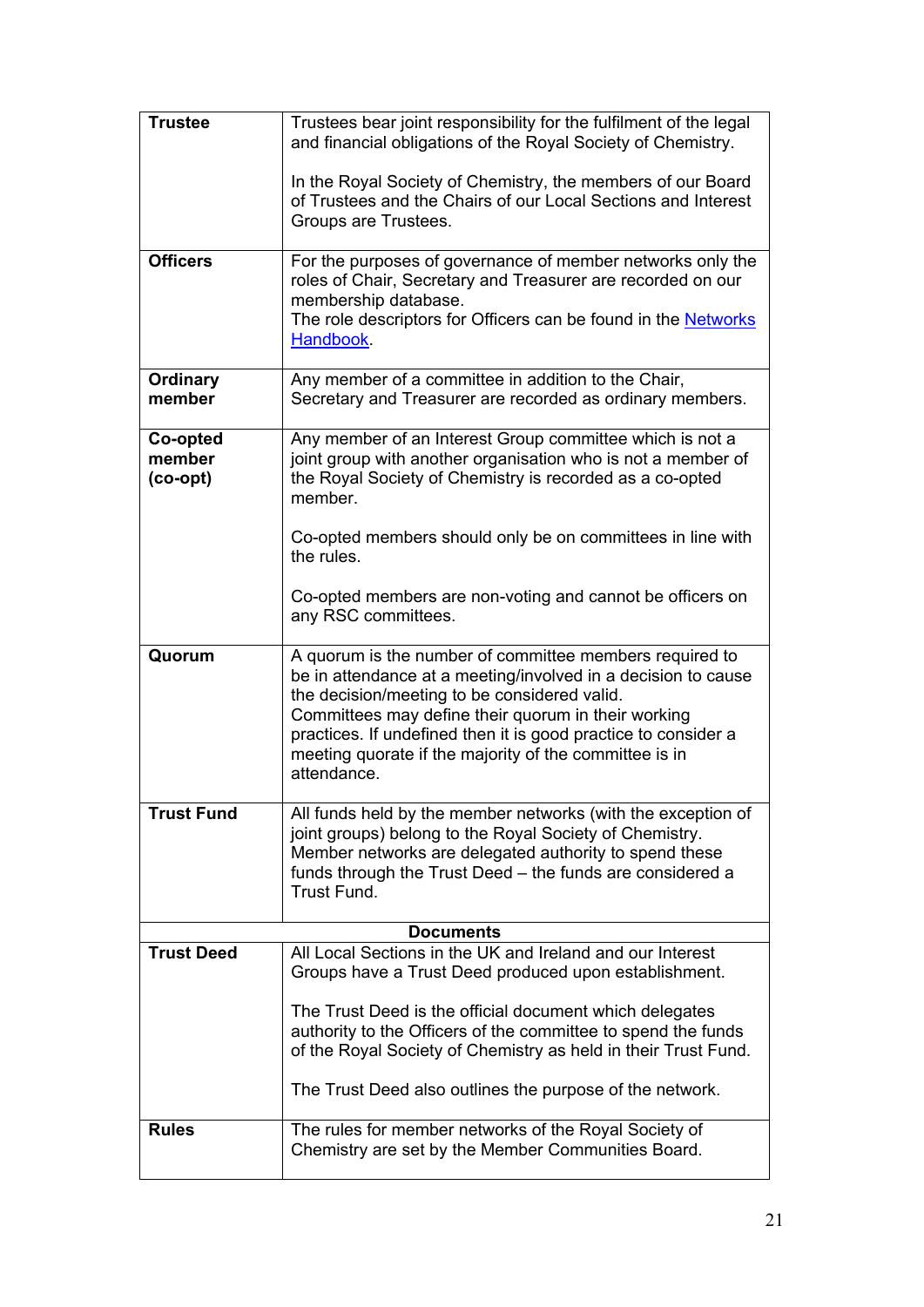| | |
|---|---|
| **Trustee** | Trustees bear joint responsibility for the fulfilment of the legal and financial obligations of the Royal Society of Chemistry.<br><br>In the Royal Society of Chemistry, the members of our Board of Trustees and the Chairs of our Local Sections and Interest Groups are Trustees. |
| **Officers** | For the purposes of governance of member networks only the roles of Chair, Secretary and Treasurer are recorded on our membership database.<br>The role descriptors for Officers can be found in the [Networks Handbook](). |
| **Ordinary member** | Any member of a committee in addition to the Chair, Secretary and Treasurer are recorded as ordinary members. |
| **Co-opted member (co-opt)** | Any member of an Interest Group committee which is not a joint group with another organisation who is not a member of the Royal Society of Chemistry is recorded as a co-opted member.<br><br>Co-opted members should only be on committees in line with the rules.<br><br>Co-opted members are non-voting and cannot be officers on any RSC committees. |
| **Quorum** | A quorum is the number of committee members required to be in attendance at a meeting/involved in a decision to cause the decision/meeting to be considered valid.<br>Committees may define their quorum in their working practices. If undefined then it is good practice to consider a meeting quorate if the majority of the committee is in attendance. |
| **Trust Fund** | All funds held by the member networks (with the exception of joint groups) belong to the Royal Society of Chemistry.<br>Member networks are delegated authority to spend these funds through the Trust Deed – the funds are considered a Trust Fund. |
| **Documents** | |
| **Trust Deed** | All Local Sections in the UK and Ireland and our Interest Groups have a Trust Deed produced upon establishment.<br><br>The Trust Deed is the official document which delegates authority to the Officers of the committee to spend the funds of the Royal Society of Chemistry as held in their Trust Fund.<br><br>The Trust Deed also outlines the purpose of the network. |
| **Rules** | The rules for member networks of the Royal Society of Chemistry are set by the Member Communities Board. |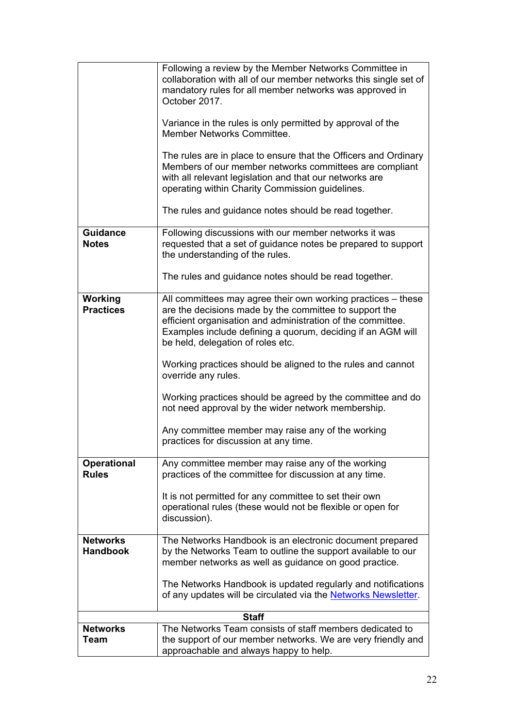| | |
|---|---|
| | Following a review by the Member Networks Committee in collaboration with all of our member networks this single set of mandatory rules for all member networks was approved in October 2017.<br><br>Variance in the rules is only permitted by approval of the Member Networks Committee.<br><br>The rules are in place to ensure that the Officers and Ordinary Members of our member networks committees are compliant with all relevant legislation and that our networks are operating within Charity Commission guidelines.<br><br>The rules and guidance notes should be read together. |
| **Guidance Notes** | Following discussions with our member networks it was requested that a set of guidance notes be prepared to support the understanding of the rules.<br><br>The rules and guidance notes should be read together. |
| **Working Practices** | All committees may agree their own working practices – these are the decisions made by the committee to support the efficient organisation and administration of the committee. Examples include defining a quorum, deciding if an AGM will be held, delegation of roles etc.<br><br>Working practices should be aligned to the rules and cannot override any rules.<br><br>Working practices should be agreed by the committee and do not need approval by the wider network membership.<br><br>Any committee member may raise any of the working practices for discussion at any time. |
| **Operational Rules** | Any committee member may raise any of the working practices of the committee for discussion at any time.<br><br>It is not permitted for any committee to set their own operational rules (these would not be flexible or open for discussion). |
| **Networks Handbook** | The Networks Handbook is an electronic document prepared by the Networks Team to outline the support available to our member networks as well as guidance on good practice.<br><br>The Networks Handbook is updated regularly and notifications of any updates will be circulated via the Networks Newsletter. |
| **Staff** | |
| **Networks Team** | The Networks Team consists of staff members dedicated to the support of our member networks. We are very friendly and approachable and always happy to help. |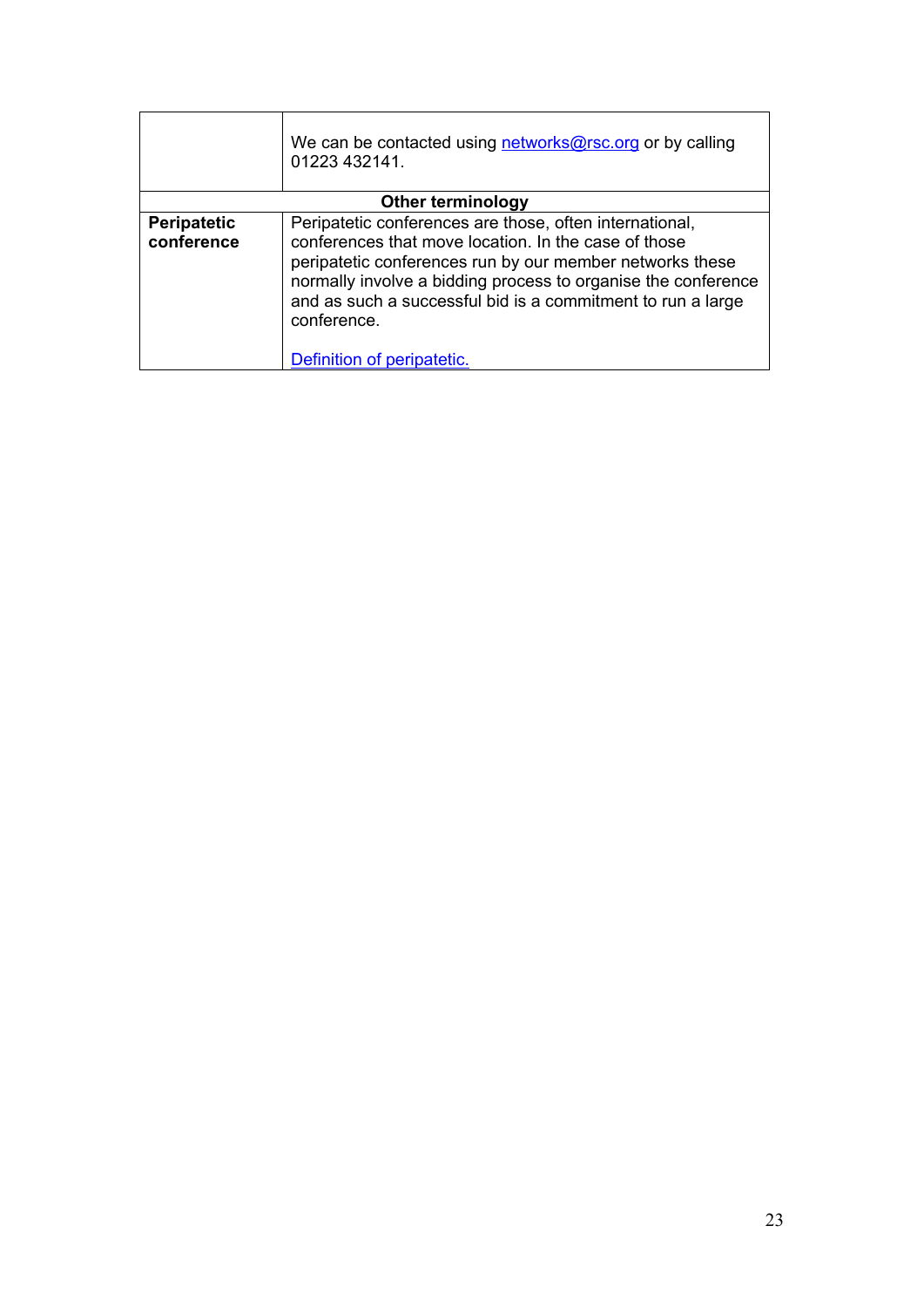| | |
|---|---|
| | We can be contacted using networks@rsc.org or by calling 01223 432141. |
| **Other terminology** | |
| **Peripatetic conference** | Peripatetic conferences are those, often international, conferences that move location. In the case of those peripatetic conferences run by our member networks these normally involve a bidding process to organise the conference and as such a successful bid is a commitment to run a large conference.<br><br>Definition of peripatetic. |